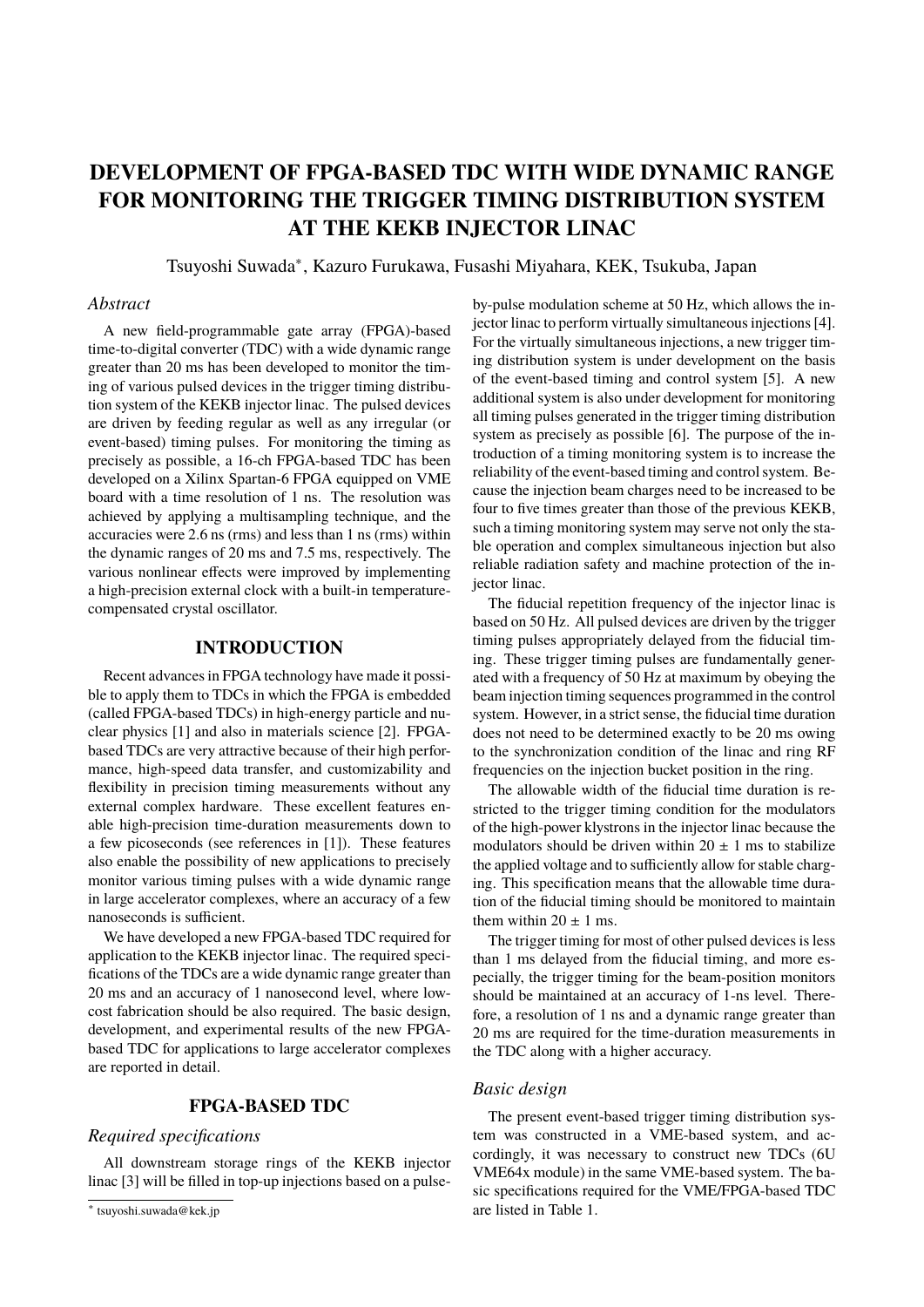# DEVELOPMENT OF FPGA-BASED TDC WITH WIDE DYNAMIC RANGE FOR MONITORING THE TRIGGER TIMING DISTRIBUTION SYSTEM AT THE KEKB INJECTOR LINAC

Tsuyoshi Suwada*, Kazuro Furukawa, Fusashi Miyahara, KEK, Tsukuba, Japan

## *Abstract*

A new field-programmable gate array (FPGA)-based time-to-digital converter (TDC) with a wide dynamic range greater than 20 ms has been developed to monitor the timing of various pulsed devices in the trigger timing distribution system of the KEKB injector linac. The pulsed devices are driven by feeding regular as well as any irregular (or event-based) timing pulses. For monitoring the timing as precisely as possible, a 16-ch FPGA-based TDC has been developed on a Xilinx Spartan-6 FPGA equipped on VME board with a time resolution of 1 ns. The resolution was achieved by applying a multisampling technique, and the accuracies were 2.6 ns (rms) and less than 1 ns (rms) within the dynamic ranges of 20 ms and 7.5 ms, respectively. The various nonlinear effects were improved by implementing a high-precision external clock with a built-in temperature-compensated crystal oscillator.

## INTRODUCTION

Recent advances in FPGA technology have made it possible to apply them to TDCs in which the FPGA is embedded (called FPGA-based TDCs) in high-energy particle and nuclear physics [1] and also in materials science [2]. FPGA-based TDCs are very attractive because of their high performance, high-speed data transfer, and customizability and flexibility in precision timing measurements without any external complex hardware. These excellent features enable high-precision time-duration measurements down to a few picoseconds (see references in [1]). These features also enable the possibility of new applications to precisely monitor various timing pulses with a wide dynamic range in large accelerator complexes, where an accuracy of a few nanoseconds is sufficient.

We have developed a new FPGA-based TDC required for application to the KEKB injector linac. The required specifications of the TDCs are a wide dynamic range greater than 20 ms and an accuracy of 1 nanosecond level, where low-cost fabrication should be also required. The basic design, development, and experimental results of the new FPGA-based TDC for applications to large accelerator complexes are reported in detail.

## FPGA-BASED TDC

### *Required specifications*

All downstream storage rings of the KEKB injector linac [3] will be filled in top-up injections based on a pulse-by-pulse modulation scheme at 50 Hz, which allows the injector linac to perform virtually simultaneous injections [4]. For the virtually simultaneous injections, a new trigger timing distribution system is under development on the basis of the event-based timing and control system [5]. A new additional system is also under development for monitoring all timing pulses generated in the trigger timing distribution system as precisely as possible [6]. The purpose of the introduction of a timing monitoring system is to increase the reliability of the event-based timing and control system. Because the injection beam charges need to be increased to be four to five times greater than those of the previous KEKB, such a timing monitoring system may serve not only the stable operation and complex simultaneous injection but also reliable radiation safety and machine protection of the injector linac.

The fiducial repetition frequency of the injector linac is based on 50 Hz. All pulsed devices are driven by the trigger timing pulses appropriately delayed from the fiducial timing. These trigger timing pulses are fundamentally generated with a frequency of 50 Hz at maximum by obeying the beam injection timing sequences programmed in the control system. However, in a strict sense, the fiducial time duration does not need to be determined exactly to be 20 ms owing to the synchronization condition of the linac and ring RF frequencies on the injection bucket position in the ring.

The allowable width of the fiducial time duration is restricted to the trigger timing condition for the modulators of the high-power klystrons in the injector linac because the modulators should be driven within 20 ± 1 ms to stabilize the applied voltage and to sufficiently allow for stable charging. This specification means that the allowable time duration of the fiducial timing should be monitored to maintain them within 20 ± 1 ms.

The trigger timing for most of other pulsed devices is less than 1 ms delayed from the fiducial timing, and more especially, the trigger timing for the beam-position monitors should be maintained at an accuracy of 1-ns level. Therefore, a resolution of 1 ns and a dynamic range greater than 20 ms are required for the time-duration measurements in the TDC along with a higher accuracy.

### *Basic design*

The present event-based trigger timing distribution system was constructed in a VME-based system, and accordingly, it was necessary to construct new TDCs (6U VME64x module) in the same VME-based system. The basic specifications required for the VME/FPGA-based TDC are listed in Table 1.

* tsuyoshi.suwada@kek.jp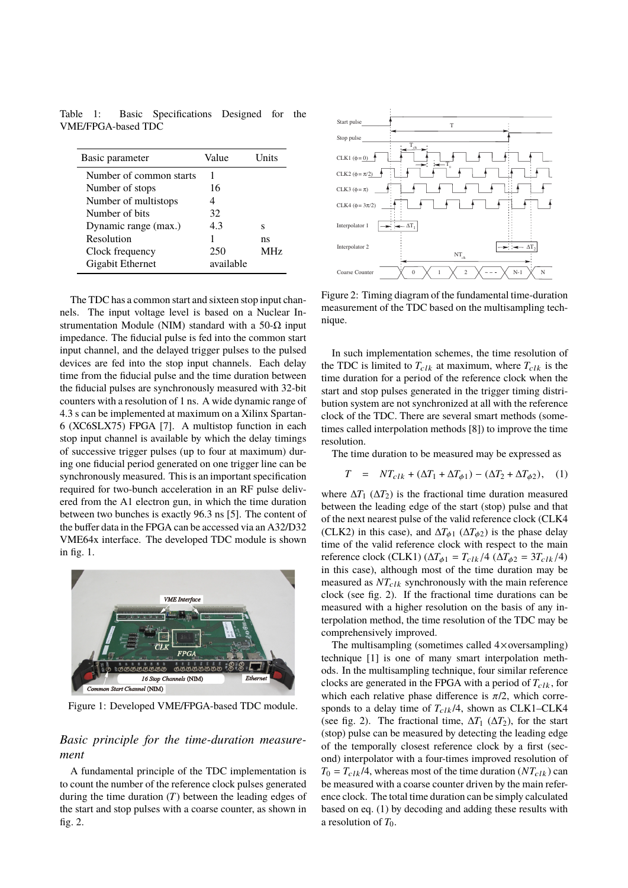Table 1: Basic Specifications Designed for the VME/FPGA-based TDC

| Basic parameter | Value | Units |
|---|---|---|
| Number of common starts | 1 | |
| Number of stops | 16 | |
| Number of multistops | 4 | |
| Number of bits | 32 | |
| Dynamic range (max.) | 4.3 | s |
| Resolution | 1 | ns |
| Clock frequency | 250 | MHz |
| Gigabit Ethernet | available | |

The TDC has a common start and sixteen stop input channels. The input voltage level is based on a Nuclear Instrumentation Module (NIM) standard with a 50-Ω input impedance. The fiducial pulse is fed into the common start input channel, and the delayed trigger pulses to the pulsed devices are fed into the stop input channels. Each delay time from the fiducial pulse and the time duration between the fiducial pulses are synchronously measured with 32-bit counters with a resolution of 1 ns. A wide dynamic range of 4.3 s can be implemented at maximum on a Xilinx Spartan-6 (XC6SLX75) FPGA [7]. A multistop function in each stop input channel is available by which the delay timings of successive trigger pulses (up to four at maximum) during one fiducial period generated on one trigger line can be synchronously measured. This is an important specification required for two-bunch acceleration in an RF pulse delivered from the A1 electron gun, in which the time duration between two bunches is exactly 96.3 ns [5]. The content of the buffer data in the FPGA can be accessed via an A32/D32 VME64x interface. The developed TDC module is shown in fig. 1.

Figure 1: Developed VME/FPGA-based TDC module.

## *Basic principle for the time-duration measurement*

A fundamental principle of the TDC implementation is to count the number of the reference clock pulses generated during the time duration ($T$) between the leading edges of the start and stop pulses with a coarse counter, as shown in fig. 2.

Figure 2: Timing diagram of the fundamental time-duration measurement of the TDC based on the multisampling technique.

In such implementation schemes, the time resolution of the TDC is limited to $T_{clk}$ at maximum, where $T_{clk}$ is the time duration for a period of the reference clock when the start and stop pulses generated in the trigger timing distribution system are not synchronized at all with the reference clock of the TDC. There are several smart methods (sometimes called interpolation methods [8]) to improve the time resolution.

The time duration to be measured may be expressed as

$$T \quad = \quad NT_{clk} + (\Delta T_1 + \Delta T_{\phi 1}) - (\Delta T_2 + \Delta T_{\phi 2}), \quad (1)$$

where $\Delta T_1$ ($\Delta T_2$) is the fractional time duration measured between the leading edge of the start (stop) pulse and that of the next nearest pulse of the valid reference clock (CLK4 (CLK2) in this case), and $\Delta T_{\phi 1}$ ($\Delta T_{\phi 2}$) is the phase delay time of the valid reference clock with respect to the main reference clock (CLK1) ($\Delta T_{\phi 1} = T_{clk}/4$ ($\Delta T_{\phi 2} = 3T_{clk}/4$) in this case), although most of the time duration may be measured as $NT_{clk}$ synchronously with the main reference clock (see fig. 2). If the fractional time durations can be measured with a higher resolution on the basis of any interpolation method, the time resolution of the TDC may be comprehensively improved.

The multisampling (sometimes called 4×oversampling) technique [1] is one of many smart interpolation methods. In the multisampling technique, four similar reference clocks are generated in the FPGA with a period of $T_{clk}$, for which each relative phase difference is $\pi/2$, which corresponds to a delay time of $T_{clk}/4$, shown as CLK1–CLK4 (see fig. 2). The fractional time, $\Delta T_1$ ($\Delta T_2$), for the start (stop) pulse can be measured by detecting the leading edge of the temporally closest reference clock by a first (second) interpolator with a four-times improved resolution of $T_0 = T_{clk}/4$, whereas most of the time duration ($NT_{clk}$) can be measured with a coarse counter driven by the main reference clock. The total time duration can be simply calculated based on eq. (1) by decoding and adding these results with a resolution of $T_0$.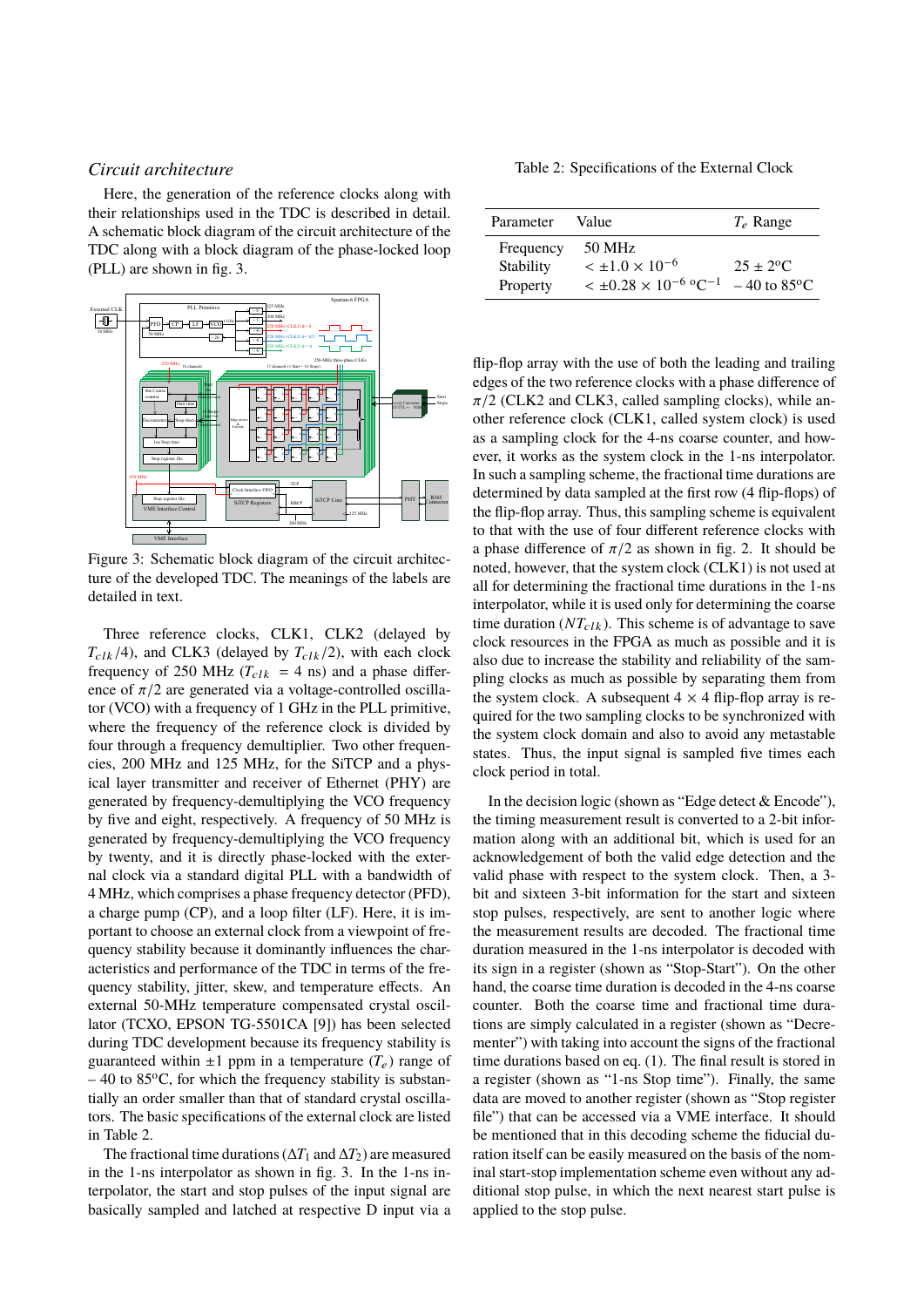### *Circuit architecture*

Here, the generation of the reference clocks along with their relationships used in the TDC is described in detail. A schematic block diagram of the circuit architecture of the TDC along with a block diagram of the phase-locked loop (PLL) are shown in fig. 3.

Figure 3: Schematic block diagram of the circuit architecture of the developed TDC. The meanings of the labels are detailed in text.

Three reference clocks, CLK1, CLK2 (delayed by $T_{clk}/4$), and CLK3 (delayed by $T_{clk}/2$), with each clock frequency of 250 MHz ($T_{clk}$ = 4 ns) and a phase difference of $\pi/2$ are generated via a voltage-controlled oscillator (VCO) with a frequency of 1 GHz in the PLL primitive, where the frequency of the reference clock is divided by four through a frequency demultiplier. Two other frequencies, 200 MHz and 125 MHz, for the SiTCP and a physical layer transmitter and receiver of Ethernet (PHY) are generated by frequency-demultiplying the VCO frequency by five and eight, respectively. A frequency of 50 MHz is generated by frequency-demultiplying the VCO frequency by twenty, and it is directly phase-locked with the external clock via a standard digital PLL with a bandwidth of 4 MHz, which comprises a phase frequency detector (PFD), a charge pump (CP), and a loop filter (LF). Here, it is important to choose an external clock from a viewpoint of frequency stability because it dominantly influences the characteristics and performance of the TDC in terms of the frequency stability, jitter, skew, and temperature effects. An external 50-MHz temperature compensated crystal oscillator (TCXO, EPSON TG-5501CA [9]) has been selected during TDC development because its frequency stability is guaranteed within ±1 ppm in a temperature ($T_e$) range of – 40 to 85°C, for which the frequency stability is substantially an order smaller than that of standard crystal oscillators. The basic specifications of the external clock are listed in Table 2.

The fractional time durations ($\Delta T_1$ and $\Delta T_2$) are measured in the 1-ns interpolator as shown in fig. 3. In the 1-ns interpolator, the start and stop pulses of the input signal are basically sampled and latched at respective D input via a flip-flop array with the use of both the leading and trailing edges of the two reference clocks with a phase difference of $\pi/2$ (CLK2 and CLK3, called sampling clocks), while another reference clock (CLK1, called system clock) is used as a sampling clock for the 4-ns coarse counter, and however, it works as the system clock in the 1-ns interpolator. In such a sampling scheme, the fractional time durations are determined by data sampled at the first row (4 flip-flops) of the flip-flop array. Thus, this sampling scheme is equivalent to that with the use of four different reference clocks with a phase difference of $\pi/2$ as shown in fig. 2. It should be noted, however, that the system clock (CLK1) is not used at all for determining the fractional time durations in the 1-ns interpolator, while it is used only for determining the coarse time duration ($NT_{clk}$). This scheme is of advantage to save clock resources in the FPGA as much as possible and it is also due to increase the stability and reliability of the sampling clocks as much as possible by separating them from the system clock. A subsequent 4 × 4 flip-flop array is required for the two sampling clocks to be synchronized with the system clock domain and also to avoid any metastable states. Thus, the input signal is sampled five times each clock period in total.

Table 2: Specifications of the External Clock

| Parameter | Value | $T_e$ Range |
|---|---|---|
| Frequency | 50 MHz | |
| Stability | $< \pm 1.0 \times 10^{-6}$ | $25 \pm 2$°C |
| Property | $< \pm 0.28 \times 10^{-6}$ °C$^{-1}$ | – 40 to 85°C |

In the decision logic (shown as "Edge detect & Encode"), the timing measurement result is converted to a 2-bit information along with an additional bit, which is used for an acknowledgement of both the valid edge detection and the valid phase with respect to the system clock. Then, a 3-bit and sixteen 3-bit information for the start and sixteen stop pulses, respectively, are sent to another logic where the measurement results are decoded. The fractional time duration measured in the 1-ns interpolator is decoded with its sign in a register (shown as "Stop-Start"). On the other hand, the coarse time duration is decoded in the 4-ns coarse counter. Both the coarse time and fractional time durations are simply calculated in a register (shown as "Decrementer") with taking into account the signs of the fractional time durations based on eq. (1). The final result is stored in a register (shown as "1-ns Stop time"). Finally, the same data are moved to another register (shown as "Stop register file") that can be accessed via a VME interface. It should be mentioned that in this decoding scheme the fiducial duration itself can be easily measured on the basis of the nominal start-stop implementation scheme even without any additional stop pulse, in which the next nearest start pulse is applied to the stop pulse.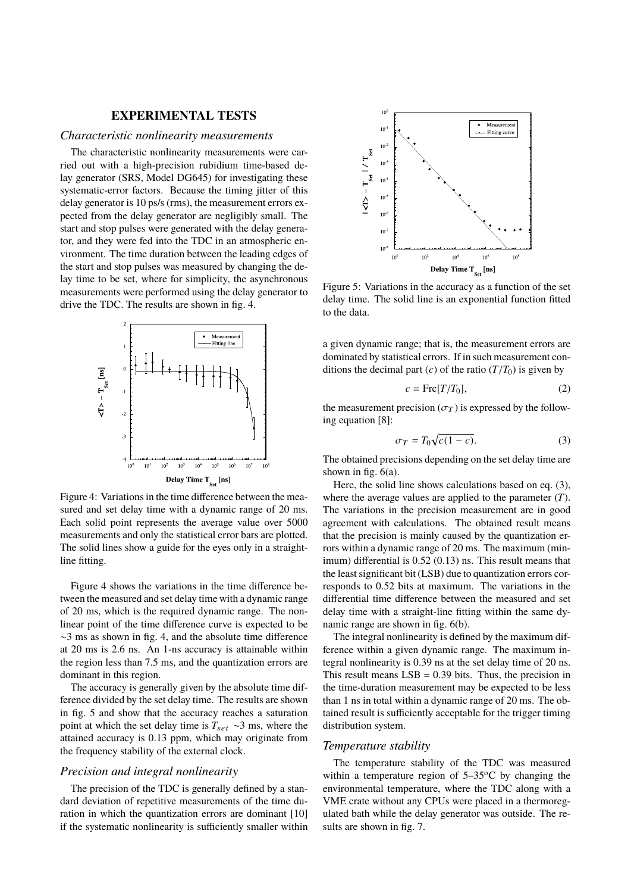## EXPERIMENTAL TESTS

### *Characteristic nonlinearity measurements*

The characteristic nonlinearity measurements were carried out with a high-precision rubidium time-based delay generator (SRS, Model DG645) for investigating these systematic-error factors. Because the timing jitter of this delay generator is 10 ps/s (rms), the measurement errors expected from the delay generator are negligibly small. The start and stop pulses were generated with the delay generator, and they were fed into the TDC in an atmospheric environment. The time duration between the leading edges of the start and stop pulses was measured by changing the delay time to be set, where for simplicity, the asynchronous measurements were performed using the delay generator to drive the TDC. The results are shown in fig. 4.

Figure 4: Variations in the time difference between the measured and set delay time with a dynamic range of 20 ms. Each solid point represents the average value over 5000 measurements and only the statistical error bars are plotted. The solid lines show a guide for the eyes only in a straight-line fitting.

Figure 4 shows the variations in the time difference between the measured and set delay time with a dynamic range of 20 ms, which is the required dynamic range. The nonlinear point of the time difference curve is expected to be ∼3 ms as shown in fig. 4, and the absolute time difference at 20 ms is 2.6 ns. An 1-ns accuracy is attainable within the region less than 7.5 ms, and the quantization errors are dominant in this region.

The accuracy is generally given by the absolute time difference divided by the set delay time. The results are shown in fig. 5 and show that the accuracy reaches a saturation point at which the set delay time is $T_{set}$ ∼3 ms, where the attained accuracy is 0.13 ppm, which may originate from the frequency stability of the external clock.

### *Precision and integral nonlinearity*

The precision of the TDC is generally defined by a standard deviation of repetitive measurements of the time duration in which the quantization errors are dominant [10] if the systematic nonlinearity is sufficiently smaller within a given dynamic range; that is, the measurement errors are dominated by statistical errors. If in such measurement conditions the decimal part ($c$) of the ratio ($T/T_0$) is given by

$$c = \mathrm{Frc}[T/T_0], \tag{2}$$

the measurement precision ($\sigma_T$) is expressed by the following equation [8]:

$$\sigma_T = T_0\sqrt{c(1-c)}. \tag{3}$$

The obtained precisions depending on the set delay time are shown in fig. 6(a).

Figure 5: Variations in the accuracy as a function of the set delay time. The solid line is an exponential function fitted to the data.

Here, the solid line shows calculations based on eq. (3), where the average values are applied to the parameter ($T$). The variations in the precision measurement are in good agreement with calculations. The obtained result means that the precision is mainly caused by the quantization errors within a dynamic range of 20 ms. The maximum (minimum) differential is 0.52 (0.13) ns. This result means that the least significant bit (LSB) due to quantization errors corresponds to 0.52 bits at maximum. The variations in the differential time difference between the measured and set delay time with a straight-line fitting within the same dynamic range are shown in fig. 6(b).

The integral nonlinearity is defined by the maximum difference within a given dynamic range. The maximum integral nonlinearity is 0.39 ns at the set delay time of 20 ns. This result means LSB = 0.39 bits. Thus, the precision in the time-duration measurement may be expected to be less than 1 ns in total within a dynamic range of 20 ms. The obtained result is sufficiently acceptable for the trigger timing distribution system.

### *Temperature stability*

The temperature stability of the TDC was measured within a temperature region of 5–35°C by changing the environmental temperature, where the TDC along with a VME crate without any CPUs were placed in a thermoregulated bath while the delay generator was outside. The results are shown in fig. 7.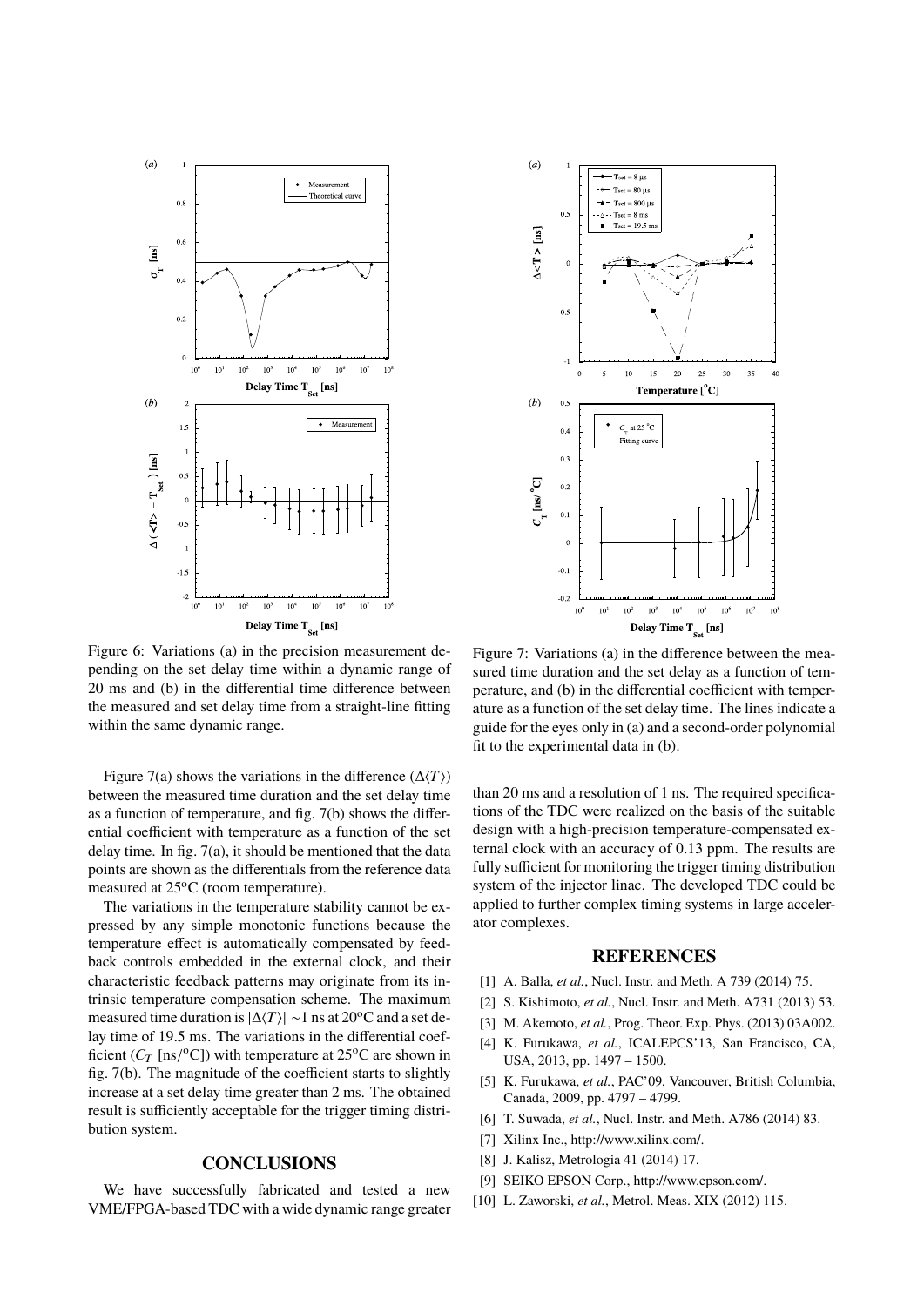(a)

Measurement

Theoretical curve

$\sigma_T$ [ns]

Delay Time $T_{Set}$ [ns]

(b)

Measurement

$\Delta$ ( <T> − $T_{Set}$ ) [ns]

Delay Time $T_{Set}$ [ns]

Figure 6: Variations (a) in the precision measurement depending on the set delay time within a dynamic range of 20 ms and (b) in the differential time difference between the measured and set delay time from a straight-line fitting within the same dynamic range.

(a)

Tset = 8 μs

Tset = 80 μs

Tset = 800 μs

Tset = 8 ms

Tset = 19.5 ms

$\Delta$<T> [ns]

Temperature [°C]

(b)

$C_T$ at 25 °C

Fitting curve

$C_T$ [ns/°C]

Delay Time $T_{Set}$ [ns]

Figure 7: Variations (a) in the difference between the measured time duration and the set delay as a function of temperature, and (b) in the differential coefficient with temperature as a function of the set delay time. The lines indicate a guide for the eyes only in (a) and a second-order polynomial fit to the experimental data in (b).

Figure 7(a) shows the variations in the difference ($\Delta\langle T\rangle$) between the measured time duration and the set delay time as a function of temperature, and fig. 7(b) shows the differential coefficient with temperature as a function of the set delay time. In fig. 7(a), it should be mentioned that the data points are shown as the differentials from the reference data measured at 25°C (room temperature).

The variations in the temperature stability cannot be expressed by any simple monotonic functions because the temperature effect is automatically compensated by feedback controls embedded in the external clock, and their characteristic feedback patterns may originate from its intrinsic temperature compensation scheme. The maximum measured time duration is $|\Delta\langle T\rangle| \sim 1$ ns at 20°C and a set delay time of 19.5 ms. The variations in the differential coefficient ($C_T$ [ns/°C]) with temperature at 25°C are shown in fig. 7(b). The magnitude of the coefficient starts to slightly increase at a set delay time greater than 2 ms. The obtained result is sufficiently acceptable for the trigger timing distribution system.

## CONCLUSIONS

We have successfully fabricated and tested a new VME/FPGA-based TDC with a wide dynamic range greater than 20 ms and a resolution of 1 ns. The required specifications of the TDC were realized on the basis of the suitable design with a high-precision temperature-compensated external clock with an accuracy of 0.13 ppm. The results are fully sufficient for monitoring the trigger timing distribution system of the injector linac. The developed TDC could be applied to further complex timing systems in large accelerator complexes.

## REFERENCES

[1] A. Balla, *et al.*, Nucl. Instr. and Meth. A 739 (2014) 75.

[2] S. Kishimoto, *et al.*, Nucl. Instr. and Meth. A731 (2013) 53.

[3] M. Akemoto, *et al.*, Prog. Theor. Exp. Phys. (2013) 03A002.

[4] K. Furukawa, *et al.*, ICALEPCS'13, San Francisco, CA, USA, 2013, pp. 1497 – 1500.

[5] K. Furukawa, *et al.*, PAC'09, Vancouver, British Columbia, Canada, 2009, pp. 4797 – 4799.

[6] T. Suwada, *et al.*, Nucl. Instr. and Meth. A786 (2014) 83.

[7] Xilinx Inc., http://www.xilinx.com/.

[8] J. Kalisz, Metrologia 41 (2014) 17.

[9] SEIKO EPSON Corp., http://www.epson.com/.

[10] L. Zaworski, *et al.*, Metrol. Meas. XIX (2012) 115.